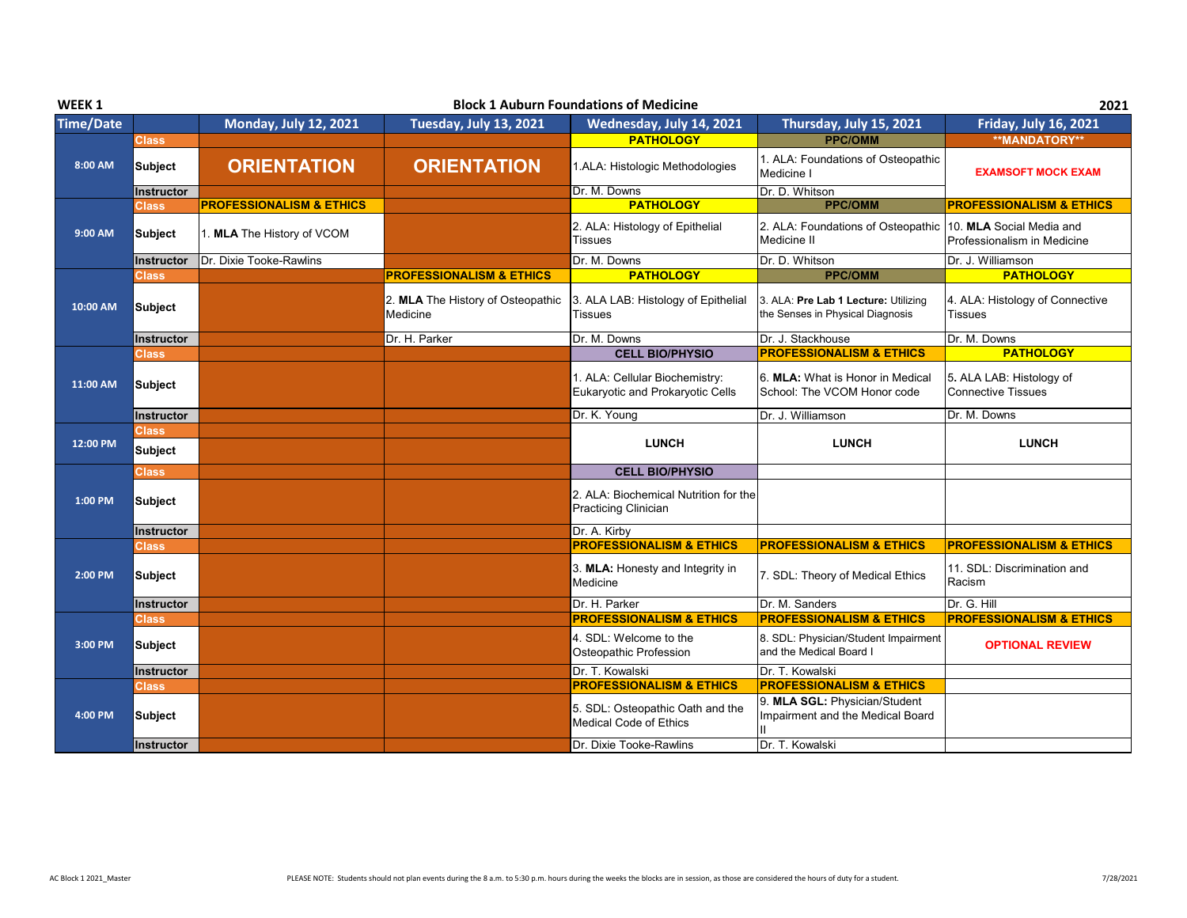**WEEK 1** — **Block 1 Auburn Foundations of Medicine** — **2021**

| Time/Date | | Monday, July 12, 2021 | Tuesday, July 13, 2021 | Wednesday, July 14, 2021 | Thursday, July 15, 2021 | Friday, July 16, 2021 |
|---|---|---|---|---|---|---|
| 8:00 AM | Class | | | PATHOLOGY | PPC/OMM | **MANDATORY** |
| | Subject | ORIENTATION | ORIENTATION | 1.ALA: Histologic Methodologies | 1. ALA: Foundations of Osteopathic Medicine I | EXAMSOFT MOCK EXAM |
| | Instructor | | | Dr. M. Downs | Dr. D. Whitson | |
| 9:00 AM | Class | PROFESSIONALISM & ETHICS | | PATHOLOGY | PPC/OMM | PROFESSIONALISM & ETHICS |
| | Subject | 1. **MLA** The History of VCOM | | 2. ALA: Histology of Epithelial Tissues | 2. ALA: Foundations of Osteopathic Medicine II | 10. **MLA** Social Media and Professionalism in Medicine |
| | Instructor | Dr. Dixie Tooke-Rawlins | | Dr. M. Downs | Dr. D. Whitson | Dr. J. Williamson |
| 10:00 AM | Class | | PROFESSIONALISM & ETHICS | PATHOLOGY | PPC/OMM | PATHOLOGY |
| | Subject | | 2. **MLA** The History of Osteopathic Medicine | 3. ALA LAB: Histology of Epithelial Tissues | 3. ALA: **Pre Lab 1 Lecture:** Utilizing the Senses in Physical Diagnosis | 4. ALA: Histology of Connective Tissues |
| | Instructor | | Dr. H. Parker | Dr. M. Downs | Dr. J. Stackhouse | Dr. M. Downs |
| 11:00 AM | Class | | | CELL BIO/PHYSIO | PROFESSIONALISM & ETHICS | PATHOLOGY |
| | Subject | | | 1. ALA: Cellular Biochemistry: Eukaryotic and Prokaryotic Cells | 6. **MLA:** What is Honor in Medical School: The VCOM Honor code | 5. ALA LAB: Histology of Connective Tissues |
| | Instructor | | | Dr. K. Young | Dr. J. Williamson | Dr. M. Downs |
| 12:00 PM | Class | | | | | |
| | Subject | | | LUNCH | LUNCH | LUNCH |
| 1:00 PM | Class | | | CELL BIO/PHYSIO | | |
| | Subject | | | 2. ALA: Biochemical Nutrition for the Practicing Clinician | | |
| | Instructor | | | Dr. A. Kirby | | |
| 2:00 PM | Class | | | PROFESSIONALISM & ETHICS | PROFESSIONALISM & ETHICS | PROFESSIONALISM & ETHICS |
| | Subject | | | 3. **MLA:** Honesty and Integrity in Medicine | 7. SDL: Theory of Medical Ethics | 11. SDL: Discrimination and Racism |
| | Instructor | | | Dr. H. Parker | Dr. M. Sanders | Dr. G. Hill |
| 3:00 PM | Class | | | PROFESSIONALISM & ETHICS | PROFESSIONALISM & ETHICS | PROFESSIONALISM & ETHICS |
| | Subject | | | 4. SDL: Welcome to the Osteopathic Profession | 8. SDL: Physician/Student Impairment and the Medical Board I | OPTIONAL REVIEW |
| | Instructor | | | Dr. T. Kowalski | Dr. T. Kowalski | |
| 4:00 PM | Class | | | PROFESSIONALISM & ETHICS | PROFESSIONALISM & ETHICS | |
| | Subject | | | 5. SDL: Osteopathic Oath and the Medical Code of Ethics | 9. **MLA SGL:** Physician/Student Impairment and the Medical Board II | |
| | Instructor | | | Dr. Dixie Tooke-Rawlins | Dr. T. Kowalski | |

PLEASE NOTE: Students should not plan events during the 8 a.m. to 5:30 p.m. hours during the weeks the blocks are in session, as those are considered the hours of duty for a student.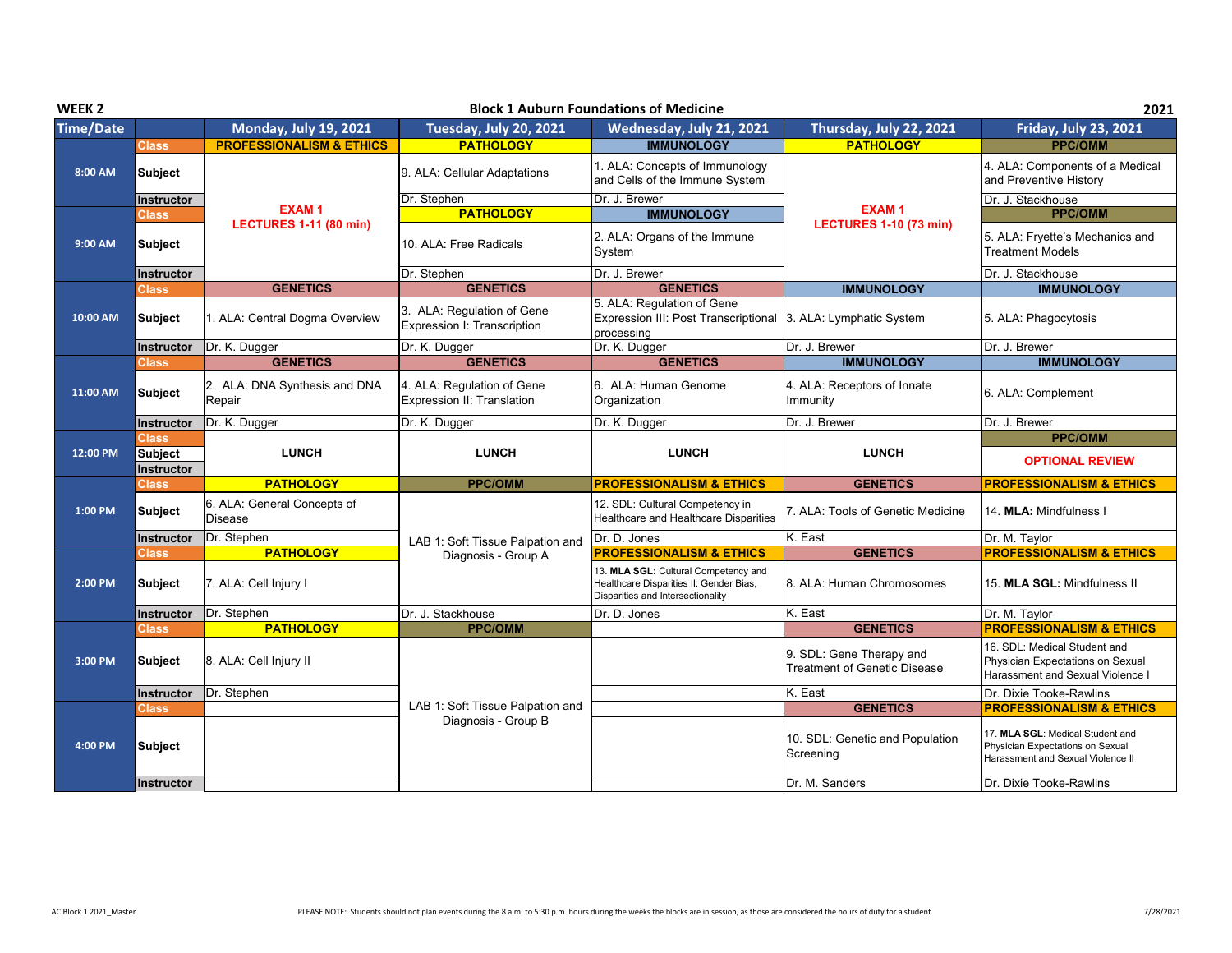**WEEK 2** — **Block 1 Auburn Foundations of Medicine** — **2021**

| Time/Date | | Monday, July 19, 2021 | Tuesday, July 20, 2021 | Wednesday, July 21, 2021 | Thursday, July 22, 2021 | Friday, July 23, 2021 |
|---|---|---|---|---|---|---|
| 8:00 AM | Class | PROFESSIONALISM & ETHICS | PATHOLOGY | IMMUNOLOGY | PATHOLOGY | PPC/OMM |
| | Subject | EXAM 1 LECTURES 1-11 (80 min) | 9. ALA: Cellular Adaptations | 1. ALA: Concepts of Immunology and Cells of the Immune System | EXAM 1 LECTURES 1-10 (73 min) | 4. ALA: Components of a Medical and Preventive History |
| | Instructor | | Dr. Stephen | Dr. J. Brewer | | Dr. J. Stackhouse |
| 9:00 AM | Class | | PATHOLOGY | IMMUNOLOGY | | PPC/OMM |
| | Subject | | 10. ALA: Free Radicals | 2. ALA: Organs of the Immune System | | 5. ALA: Fryette's Mechanics and Treatment Models |
| | Instructor | | Dr. Stephen | Dr. J. Brewer | | Dr. J. Stackhouse |
| 10:00 AM | Class | GENETICS | GENETICS | GENETICS | IMMUNOLOGY | IMMUNOLOGY |
| | Subject | 1. ALA: Central Dogma Overview | 3. ALA: Regulation of Gene Expression I: Transcription | 5. ALA: Regulation of Gene Expression III: Post Transcriptional processing | 3. ALA: Lymphatic System | 5. ALA: Phagocytosis |
| | Instructor | Dr. K. Dugger | Dr. K. Dugger | Dr. K. Dugger | Dr. J. Brewer | Dr. J. Brewer |
| 11:00 AM | Class | GENETICS | GENETICS | GENETICS | IMMUNOLOGY | IMMUNOLOGY |
| | Subject | 2. ALA: DNA Synthesis and DNA Repair | 4. ALA: Regulation of Gene Expression II: Translation | 6. ALA: Human Genome Organization | 4. ALA: Receptors of Innate Immunity | 6. ALA: Complement |
| | Instructor | Dr. K. Dugger | Dr. K. Dugger | Dr. K. Dugger | Dr. J. Brewer | Dr. J. Brewer |
| 12:00 PM | Class | LUNCH | LUNCH | LUNCH | LUNCH | PPC/OMM |
| | Subject | | | | | OPTIONAL REVIEW |
| | Instructor | | | | | |
| 1:00 PM | Class | PATHOLOGY | PPC/OMM | PROFESSIONALISM & ETHICS | GENETICS | PROFESSIONALISM & ETHICS |
| | Subject | 6. ALA: General Concepts of Disease | LAB 1: Soft Tissue Palpation and Diagnosis - Group A | 12. SDL: Cultural Competency in Healthcare and Healthcare Disparities | 7. ALA: Tools of Genetic Medicine | 14. **MLA:** Mindfulness I |
| | Instructor | Dr. Stephen | | Dr. D. Jones | K. East | Dr. M. Taylor |
| 2:00 PM | Class | PATHOLOGY | | PROFESSIONALISM & ETHICS | GENETICS | PROFESSIONALISM & ETHICS |
| | Subject | 7. ALA: Cell Injury I | | 13. **MLA SGL:** Cultural Competency and Healthcare Disparities II: Gender Bias, Disparities and Intersectionality | 8. ALA: Human Chromosomes | 15. **MLA SGL:** Mindfulness II |
| | Instructor | Dr. Stephen | Dr. J. Stackhouse | Dr. D. Jones | K. East | Dr. M. Taylor |
| 3:00 PM | Class | PATHOLOGY | PPC/OMM | | GENETICS | PROFESSIONALISM & ETHICS |
| | Subject | 8. ALA: Cell Injury II | LAB 1: Soft Tissue Palpation and Diagnosis - Group B | | 9. SDL: Gene Therapy and Treatment of Genetic Disease | 16. SDL: Medical Student and Physician Expectations on Sexual Harassment and Sexual Violence I |
| | Instructor | Dr. Stephen | | | K. East | Dr. Dixie Tooke-Rawlins |
| 4:00 PM | Class | | | | GENETICS | PROFESSIONALISM & ETHICS |
| | Subject | | | | 10. SDL: Genetic and Population Screening | 17. **MLA SGL**: Medical Student and Physician Expectations on Sexual Harassment and Sexual Violence II |
| | Instructor | | | | Dr. M. Sanders | Dr. Dixie Tooke-Rawlins |

AC Block 1 2021_Master — PLEASE NOTE: Students should not plan events during the 8 a.m. to 5:30 p.m. hours during the weeks the blocks are in session, as those are considered the hours of duty for a student. — 7/28/2021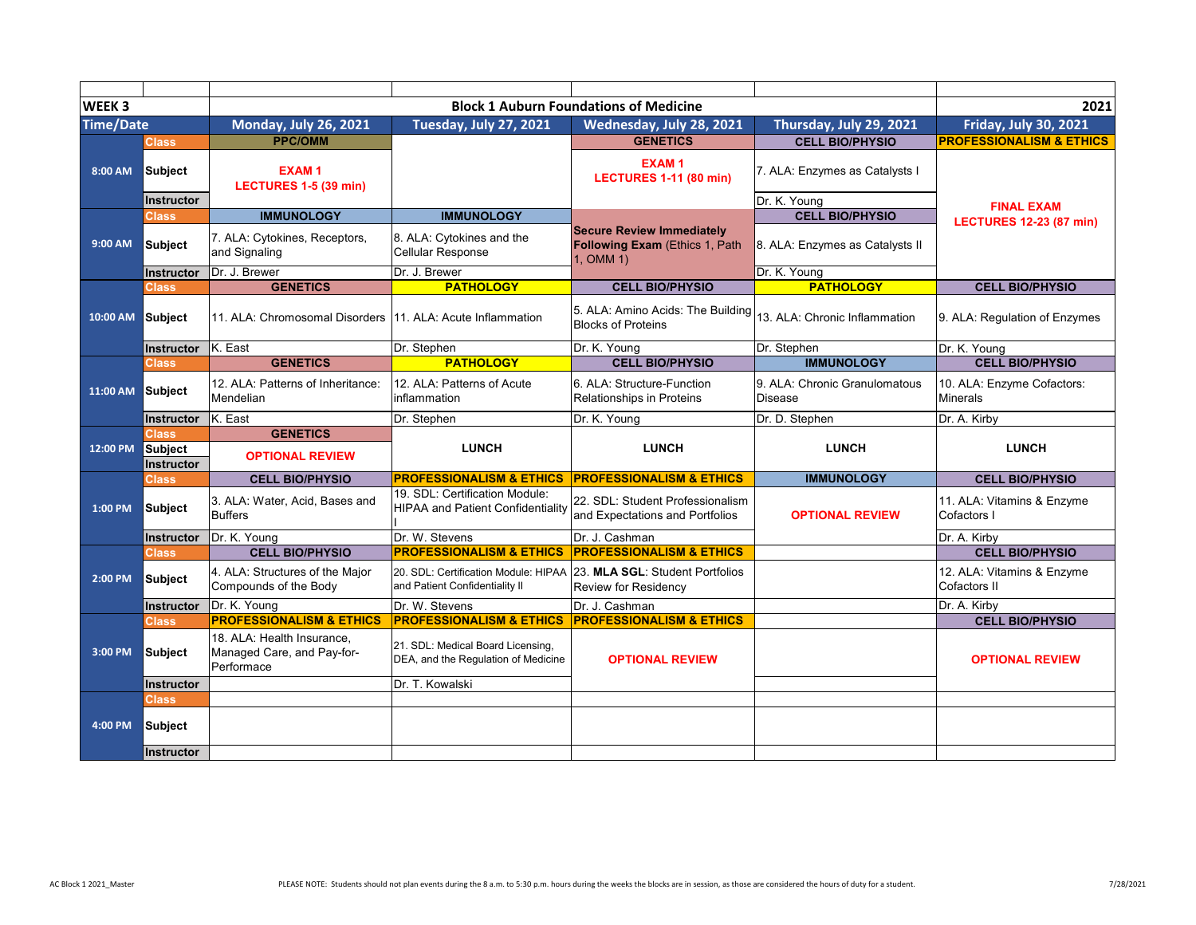| WEEK 3 | | Block 1 Auburn Foundations of Medicine | | | | 2021 |
|---|---|---|---|---|---|---|
| **Time/Date** | | **Monday, July 26, 2021** | **Tuesday, July 27, 2021** | **Wednesday, July 28, 2021** | **Thursday, July 29, 2021** | **Friday, July 30, 2021** |
| 8:00 AM | Class | **PPC/OMM** | | **GENETICS** | **CELL BIO/PHYSIO** | **PROFESSIONALISM & ETHICS** |
| | Subject | **EXAM 1 LECTURES 1-5 (39 min)** | | **EXAM 1 LECTURES 1-11 (80 min)** | 7. ALA: Enzymes as Catalysts I | **FINAL EXAM LECTURES 12-23 (87 min)** |
| | Instructor | | | | Dr. K. Young | |
| 9:00 AM | Class | **IMMUNOLOGY** | **IMMUNOLOGY** | **Secure Review Immediately Following Exam** (Ethics 1, Path 1, OMM 1) | **CELL BIO/PHYSIO** | |
| | Subject | 7. ALA: Cytokines, Receptors, and Signaling | 8. ALA: Cytokines and the Cellular Response | | 8. ALA: Enzymes as Catalysts II | |
| | Instructor | Dr. J. Brewer | Dr. J. Brewer | | Dr. K. Young | |
| 10:00 AM | Class | **GENETICS** | **PATHOLOGY** | **CELL BIO/PHYSIO** | **PATHOLOGY** | **CELL BIO/PHYSIO** |
| | Subject | 11. ALA: Chromosomal Disorders | 11. ALA: Acute Inflammation | 5. ALA: Amino Acids: The Building Blocks of Proteins | 13. ALA: Chronic Inflammation | 9. ALA: Regulation of Enzymes |
| | Instructor | K. East | Dr. Stephen | Dr. K. Young | Dr. Stephen | Dr. K. Young |
| 11:00 AM | Class | **GENETICS** | **PATHOLOGY** | **CELL BIO/PHYSIO** | **IMMUNOLOGY** | **CELL BIO/PHYSIO** |
| | Subject | 12. ALA: Patterns of Inheritance: Mendelian | 12. ALA: Patterns of Acute inflammation | 6. ALA: Structure-Function Relationships in Proteins | 9. ALA: Chronic Granulomatous Disease | 10. ALA: Enzyme Cofactors: Minerals |
| | Instructor | K. East | Dr. Stephen | Dr. K. Young | Dr. D. Stephen | Dr. A. Kirby |
| 12:00 PM | Class | **GENETICS** | **LUNCH** | **LUNCH** | **LUNCH** | **LUNCH** |
| | Subject | **OPTIONAL REVIEW** | | | | |
| | Instructor | | | | | |
| 1:00 PM | Class | **CELL BIO/PHYSIO** | **PROFESSIONALISM & ETHICS** | **PROFESSIONALISM & ETHICS** | **IMMUNOLOGY** | **CELL BIO/PHYSIO** |
| | Subject | 3. ALA: Water, Acid, Bases and Buffers | 19. SDL: Certification Module: HIPAA and Patient Confidentiality I | 22. SDL: Student Professionalism and Expectations and Portfolios | **OPTIONAL REVIEW** | 11. ALA: Vitamins & Enzyme Cofactors I |
| | Instructor | Dr. K. Young | Dr. W. Stevens | Dr. J. Cashman | | Dr. A. Kirby |
| 2:00 PM | Class | **CELL BIO/PHYSIO** | **PROFESSIONALISM & ETHICS** | **PROFESSIONALISM & ETHICS** | | **CELL BIO/PHYSIO** |
| | Subject | 4. ALA: Structures of the Major Compounds of the Body | 20. SDL: Certification Module: HIPAA and Patient Confidentiality II | 23. **MLA SGL**: Student Portfolios Review for Residency | | 12. ALA: Vitamins & Enzyme Cofactors II |
| | Instructor | Dr. K. Young | Dr. W. Stevens | Dr. J. Cashman | | Dr. A. Kirby |
| 3:00 PM | Class | **PROFESSIONALISM & ETHICS** | **PROFESSIONALISM & ETHICS** | **PROFESSIONALISM & ETHICS** | | **CELL BIO/PHYSIO** |
| | Subject | 18. ALA: Health Insurance, Managed Care, and Pay-for-Performace | 21. SDL: Medical Board Licensing, DEA, and the Regulation of Medicine | **OPTIONAL REVIEW** | | **OPTIONAL REVIEW** |
| | Instructor | | Dr. T. Kowalski | | | |
| 4:00 PM | Class | | | | | |
| | Subject | | | | | |
| | Instructor | | | | | |

AC Block 1 2021_Master

PLEASE NOTE: Students should not plan events during the 8 a.m. to 5:30 p.m. hours during the weeks the blocks are in session, as those are considered the hours of duty for a student.

7/28/2021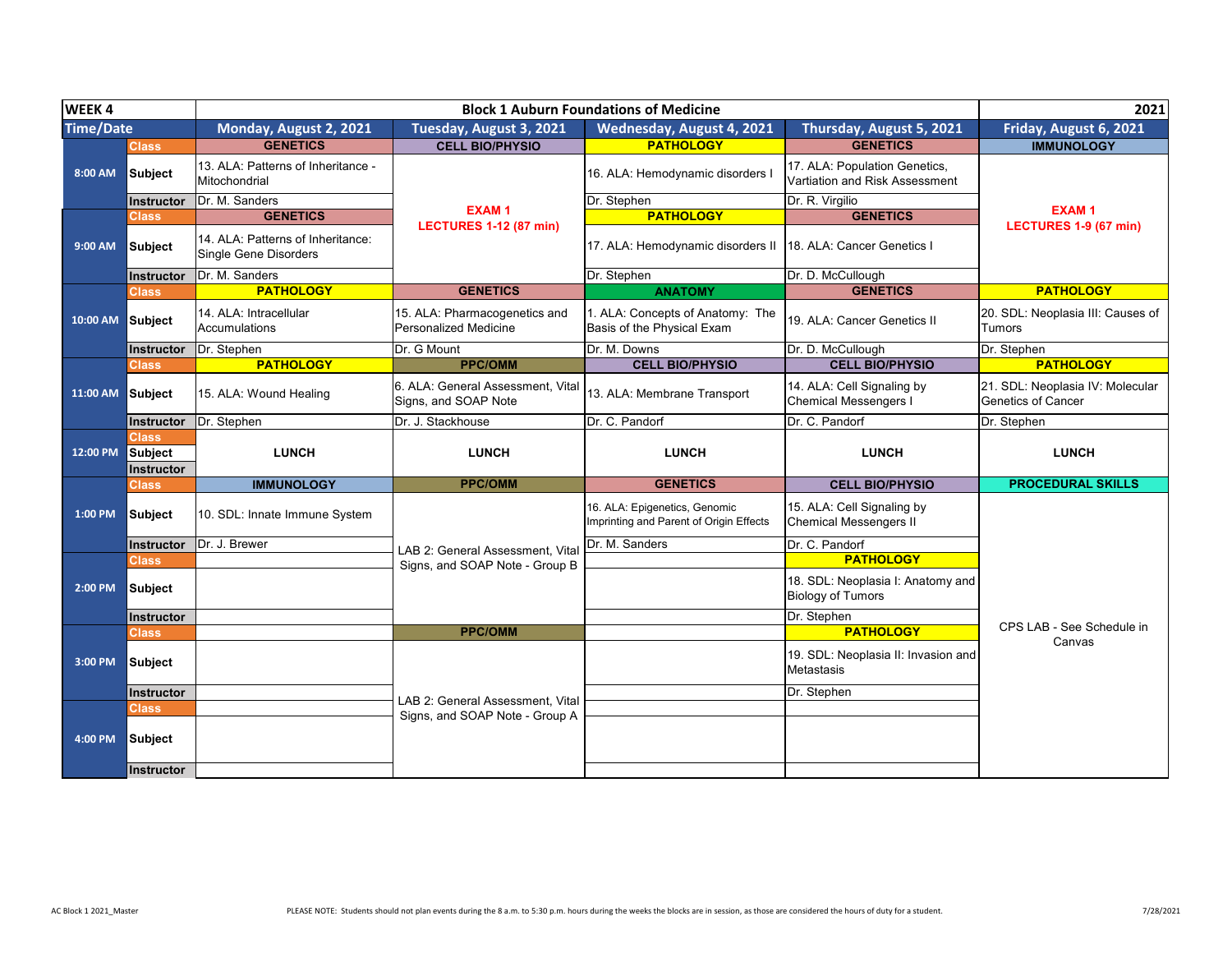| WEEK 4 | | Block 1 Auburn Foundations of Medicine | | | | 2021 |
|---|---|---|---|---|---|---|
| **Time/Date** | | **Monday, August 2, 2021** | **Tuesday, August 3, 2021** | **Wednesday, August 4, 2021** | **Thursday, August 5, 2021** | **Friday, August 6, 2021** |
| **8:00 AM** | **Class** | **GENETICS** | **CELL BIO/PHYSIO** | **PATHOLOGY** | **GENETICS** | **IMMUNOLOGY** |
| | **Subject** | 13. ALA: Patterns of Inheritance - Mitochondrial | **EXAM 1 LECTURES 1-12 (87 min)** | 16. ALA: Hemodynamic disorders I | 17. ALA: Population Genetics, Vartiation and Risk Assessment | **EXAM 1 LECTURES 1-9 (67 min)** |
| | **Instructor** | Dr. M. Sanders | | Dr. Stephen | Dr. R. Virgilio | |
| **9:00 AM** | **Class** | **GENETICS** | | **PATHOLOGY** | **GENETICS** | |
| | **Subject** | 14. ALA: Patterns of Inheritance: Single Gene Disorders | | 17. ALA: Hemodynamic disorders II | 18. ALA: Cancer Genetics I | |
| | **Instructor** | Dr. M. Sanders | | Dr. Stephen | Dr. D. McCullough | |
| **10:00 AM** | **Class** | **PATHOLOGY** | **GENETICS** | **ANATOMY** | **GENETICS** | **PATHOLOGY** |
| | **Subject** | 14. ALA: Intracellular Accumulations | 15. ALA: Pharmacogenetics and Personalized Medicine | 1. ALA: Concepts of Anatomy: The Basis of the Physical Exam | 19. ALA: Cancer Genetics II | 20. SDL: Neoplasia III: Causes of Tumors |
| | **Instructor** | Dr. Stephen | Dr. G Mount | Dr. M. Downs | Dr. D. McCullough | Dr. Stephen |
| **11:00 AM** | **Class** | **PATHOLOGY** | **PPC/OMM** | **CELL BIO/PHYSIO** | **CELL BIO/PHYSIO** | **PATHOLOGY** |
| | **Subject** | 15. ALA: Wound Healing | 6. ALA: General Assessment, Vital Signs, and SOAP Note | 13. ALA: Membrane Transport | 14. ALA: Cell Signaling by Chemical Messengers I | 21. SDL: Neoplasia IV: Molecular Genetics of Cancer |
| | **Instructor** | Dr. Stephen | Dr. J. Stackhouse | Dr. C. Pandorf | Dr. C. Pandorf | Dr. Stephen |
| **12:00 PM** | **Class** | | | | | |
| | **Subject** | **LUNCH** | **LUNCH** | **LUNCH** | **LUNCH** | **LUNCH** |
| | **Instructor** | | | | | |
| **1:00 PM** | **Class** | **IMMUNOLOGY** | **PPC/OMM** | **GENETICS** | **CELL BIO/PHYSIO** | **PROCEDURAL SKILLS** |
| | **Subject** | 10. SDL: Innate Immune System | LAB 2: General Assessment, Vital Signs, and SOAP Note - Group B | 16. ALA: Epigenetics, Genomic Imprinting and Parent of Origin Effects | 15. ALA: Cell Signaling by Chemical Messengers II | CPS LAB - See Schedule in Canvas |
| | **Instructor** | Dr. J. Brewer | | Dr. M. Sanders | Dr. C. Pandorf | |
| **2:00 PM** | **Class** | | | | **PATHOLOGY** | |
| | **Subject** | | | | 18. SDL: Neoplasia I: Anatomy and Biology of Tumors | |
| | **Instructor** | | | | Dr. Stephen | |
| **3:00 PM** | **Class** | | **PPC/OMM** | | **PATHOLOGY** | |
| | **Subject** | | LAB 2: General Assessment, Vital Signs, and SOAP Note - Group A | | 19. SDL: Neoplasia II: Invasion and Metastasis | |
| | **Instructor** | | | | Dr. Stephen | |
| **4:00 PM** | **Class** | | | | | |
| | **Subject** | | | | | |
| | **Instructor** | | | | | |

AC Block 1 2021_Master

PLEASE NOTE: Students should not plan events during the 8 a.m. to 5:30 p.m. hours during the weeks the blocks are in session, as those are considered the hours of duty for a student.

7/28/2021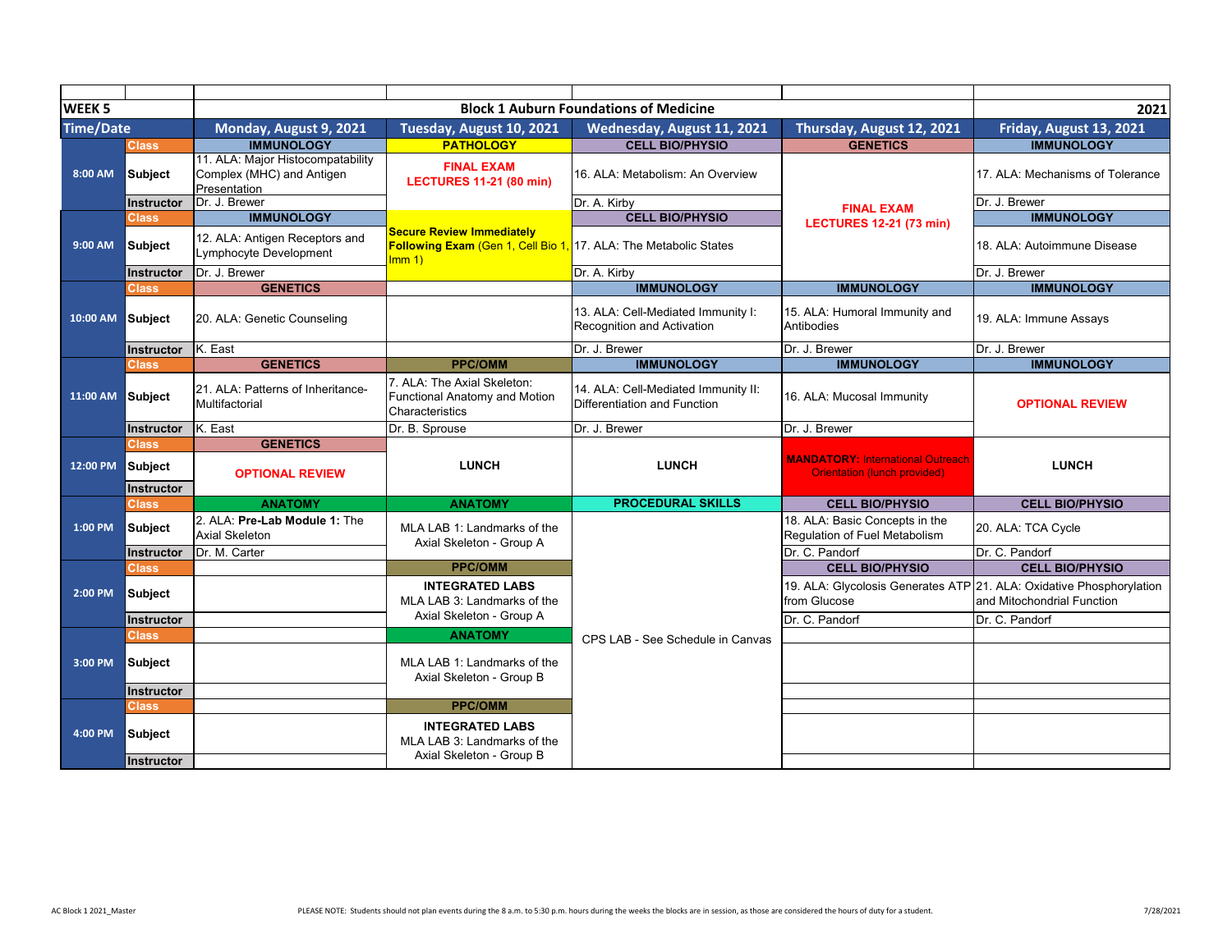| WEEK 5 | | Block 1 Auburn Foundations of Medicine | | | | 2021 |
|---|---|---|---|---|---|---|
| **Time/Date** | | **Monday, August 9, 2021** | **Tuesday, August 10, 2021** | **Wednesday, August 11, 2021** | **Thursday, August 12, 2021** | **Friday, August 13, 2021** |
| 8:00 AM | Class | IMMUNOLOGY | PATHOLOGY | CELL BIO/PHYSIO | GENETICS | IMMUNOLOGY |
| | Subject | 11. ALA: Major Histocompatability Complex (MHC) and Antigen Presentation | **FINAL EXAM LECTURES 11-21 (80 min)** | 16. ALA: Metabolism: An Overview | **FINAL EXAM LECTURES 12-21 (73 min)** | 17. ALA: Mechanisms of Tolerance |
| | Instructor | Dr. J. Brewer | | Dr. A. Kirby | | Dr. J. Brewer |
| 9:00 AM | Class | IMMUNOLOGY | | CELL BIO/PHYSIO | | IMMUNOLOGY |
| | Subject | 12. ALA: Antigen Receptors and Lymphocyte Development | **Secure Review Immediately Following Exam** (Gen 1, Cell Bio 1, Imm 1) | 17. ALA: The Metabolic States | | 18. ALA: Autoimmune Disease |
| | Instructor | Dr. J. Brewer | | Dr. A. Kirby | | Dr. J. Brewer |
| 10:00 AM | Class | GENETICS | | IMMUNOLOGY | IMMUNOLOGY | IMMUNOLOGY |
| | Subject | 20. ALA: Genetic Counseling | | 13. ALA: Cell-Mediated Immunity I: Recognition and Activation | 15. ALA: Humoral Immunity and Antibodies | 19. ALA: Immune Assays |
| | Instructor | K. East | | Dr. J. Brewer | Dr. J. Brewer | Dr. J. Brewer |
| 11:00 AM | Class | GENETICS | PPC/OMM | IMMUNOLOGY | IMMUNOLOGY | IMMUNOLOGY |
| | Subject | 21. ALA: Patterns of Inheritance-Multifactorial | 7. ALA: The Axial Skeleton: Functional Anatomy and Motion Characteristics | 14. ALA: Cell-Mediated Immunity II: Differentiation and Function | 16. ALA: Mucosal Immunity | **OPTIONAL REVIEW** |
| | Instructor | K. East | Dr. B. Sprouse | Dr. J. Brewer | Dr. J. Brewer | |
| 12:00 PM | Class | GENETICS | | | | |
| | Subject | **OPTIONAL REVIEW** | LUNCH | LUNCH | **MANDATORY:** International Outreach Orientation (lunch provided) | LUNCH |
| | Instructor | | | | | |
| 1:00 PM | Class | ANATOMY | ANATOMY | PROCEDURAL SKILLS | CELL BIO/PHYSIO | CELL BIO/PHYSIO |
| | Subject | 2. ALA: **Pre-Lab Module 1:** The Axial Skeleton | MLA LAB 1: Landmarks of the Axial Skeleton - Group A | CPS LAB - See Schedule in Canvas | 18. ALA: Basic Concepts in the Regulation of Fuel Metabolism | 20. ALA: TCA Cycle |
| | Instructor | Dr. M. Carter | | | Dr. C. Pandorf | Dr. C. Pandorf |
| 2:00 PM | Class | | PPC/OMM | | CELL BIO/PHYSIO | CELL BIO/PHYSIO |
| | Subject | | **INTEGRATED LABS** MLA LAB 3: Landmarks of the Axial Skeleton - Group A | | 19. ALA: Glycolysis Generates ATP from Glucose | 21. ALA: Oxidative Phosphorylation and Mitochondrial Function |
| | Instructor | | | | Dr. C. Pandorf | Dr. C. Pandorf |
| 3:00 PM | Class | | ANATOMY | | | |
| | Subject | | MLA LAB 1: Landmarks of the Axial Skeleton - Group B | | | |
| | Instructor | | | | | |
| 4:00 PM | Class | | PPC/OMM | | | |
| | Subject | | **INTEGRATED LABS** MLA LAB 3: Landmarks of the Axial Skeleton - Group B | | | |
| | Instructor | | | | | |

AC Block 1 2021_Master

PLEASE NOTE: Students should not plan events during the 8 a.m. to 5:30 p.m. hours during the weeks the blocks are in session, as those are considered the hours of duty for a student.

7/28/2021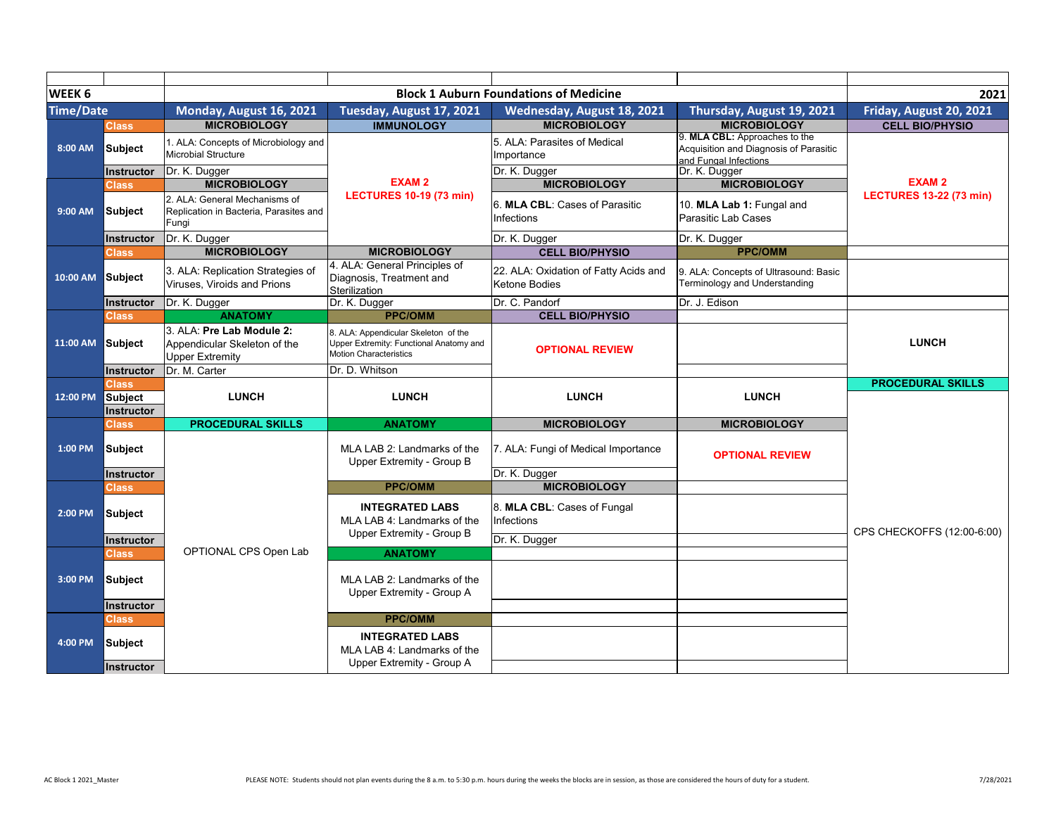| WEEK 6 | | Block 1 Auburn Foundations of Medicine | | | | 2021 |
|---|---|---|---|---|---|---|
| **Time/Date** | | **Monday, August 16, 2021** | **Tuesday, August 17, 2021** | **Wednesday, August 18, 2021** | **Thursday, August 19, 2021** | **Friday, August 20, 2021** |
| 8:00 AM | Class | **MICROBIOLOGY** | **IMMUNOLOGY** | **MICROBIOLOGY** | **MICROBIOLOGY** | **CELL BIO/PHYSIO** |
| | Subject | 1. ALA: Concepts of Microbiology and Microbial Structure | **EXAM 2 LECTURES 10-19 (73 min)** | 5. ALA: Parasites of Medical Importance | 9. **MLA CBL:** Approaches to the Acquisition and Diagnosis of Parasitic and Fungal Infections | **EXAM 2 LECTURES 13-22 (73 min)** |
| | Instructor | Dr. K. Dugger | | Dr. K. Dugger | Dr. K. Dugger | |
| 9:00 AM | Class | **MICROBIOLOGY** | | **MICROBIOLOGY** | **MICROBIOLOGY** | |
| | Subject | 2. ALA: General Mechanisms of Replication in Bacteria, Parasites and Fungi | | 6. **MLA CBL**: Cases of Parasitic Infections | 10. **MLA Lab 1:** Fungal and Parasitic Lab Cases | |
| | Instructor | Dr. K. Dugger | | Dr. K. Dugger | Dr. K. Dugger | |
| 10:00 AM | Class | **MICROBIOLOGY** | **MICROBIOLOGY** | **CELL BIO/PHYSIO** | **PPC/OMM** | |
| | Subject | 3. ALA: Replication Strategies of Viruses, Viroids and Prions | 4. ALA: General Principles of Diagnosis, Treatment and Sterilization | 22. ALA: Oxidation of Fatty Acids and Ketone Bodies | 9. ALA: Concepts of Ultrasound: Basic Terminology and Understanding | |
| | Instructor | Dr. K. Dugger | Dr. K. Dugger | Dr. C. Pandorf | Dr. J. Edison | |
| 11:00 AM | Class | **ANATOMY** | **PPC/OMM** | **CELL BIO/PHYSIO** | | **LUNCH** |
| | Subject | 3. ALA: **Pre Lab Module 2:** Appendicular Skeleton of the Upper Extremity | 8. ALA: Appendicular Skeleton of the Upper Extremity: Functional Anatomy and Motion Characteristics | **OPTIONAL REVIEW** | | |
| | Instructor | Dr. M. Carter | Dr. D. Whitson | | | |
| 12:00 PM | Class | **LUNCH** | **LUNCH** | **LUNCH** | **LUNCH** | **PROCEDURAL SKILLS** |
| | Subject | | | | | CPS CHECKOFFS (12:00-6:00) |
| | Instructor | | | | | |
| 1:00 PM | Class | **PROCEDURAL SKILLS** | **ANATOMY** | **MICROBIOLOGY** | **MICROBIOLOGY** | |
| | Subject | OPTIONAL CPS Open Lab | MLA LAB 2: Landmarks of the Upper Extremity - Group B | 7. ALA: Fungi of Medical Importance | **OPTIONAL REVIEW** | |
| | Instructor | | | Dr. K. Dugger | | |
| 2:00 PM | Class | | **PPC/OMM** | **MICROBIOLOGY** | | |
| | Subject | | **INTEGRATED LABS** MLA LAB 4: Landmarks of the Upper Extremity - Group B | 8. **MLA CBL**: Cases of Fungal Infections | | |
| | Instructor | | | Dr. K. Dugger | | |
| 3:00 PM | Class | | **ANATOMY** | | | |
| | Subject | | MLA LAB 2: Landmarks of the Upper Extremity - Group A | | | |
| | Instructor | | | | | |
| 4:00 PM | Class | | **PPC/OMM** | | | |
| | Subject | | **INTEGRATED LABS** MLA LAB 4: Landmarks of the Upper Extremity - Group A | | | |
| | Instructor | | | | | |

AC Block 1 2021_Master

PLEASE NOTE: Students should not plan events during the 8 a.m. to 5:30 p.m. hours during the weeks the blocks are in session, as those are considered the hours of duty for a student.

7/28/2021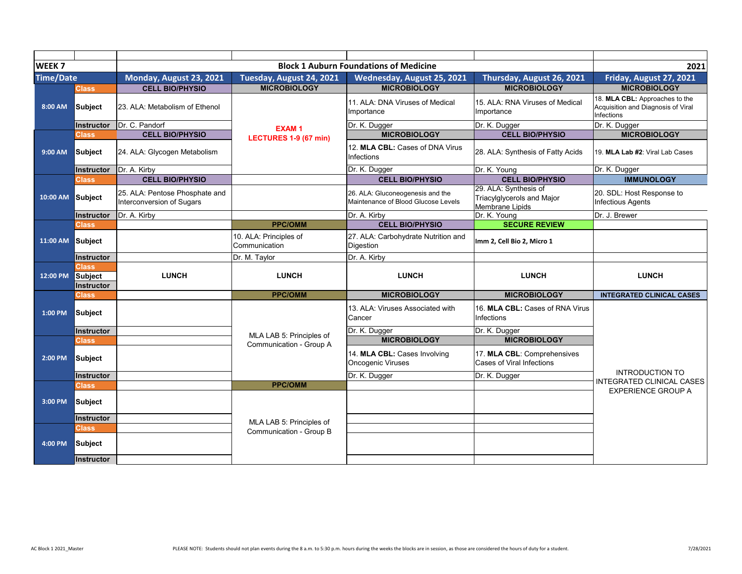| WEEK 7 | | Block 1 Auburn Foundations of Medicine | | | | 2021 |
|---|---|---|---|---|---|---|
| **Time/Date** | | **Monday, August 23, 2021** | **Tuesday, August 24, 2021** | **Wednesday, August 25, 2021** | **Thursday, August 26, 2021** | **Friday, August 27, 2021** |
| 8:00 AM | Class | CELL BIO/PHYSIO | MICROBIOLOGY | MICROBIOLOGY | MICROBIOLOGY | MICROBIOLOGY |
| | Subject | 23. ALA: Metabolism of Ethenol | EXAM 1 LECTURES 1-9 (67 min) | 11. ALA: DNA Viruses of Medical Importance | 15. ALA: RNA Viruses of Medical Importance | 18. **MLA CBL:** Approaches to the Acquisition and Diagnosis of Viral Infections |
| | Instructor | Dr. C. Pandorf | | Dr. K. Dugger | Dr. K. Dugger | Dr. K. Dugger |
| 9:00 AM | Class | CELL BIO/PHYSIO | | MICROBIOLOGY | CELL BIO/PHYSIO | MICROBIOLOGY |
| | Subject | 24. ALA: Glycogen Metabolism | | 12. **MLA CBL:** Cases of DNA Virus Infections | 28. ALA: Synthesis of Fatty Acids | 19. **MLA Lab #2**: Viral Lab Cases |
| | Instructor | Dr. A. Kirby | | Dr. K. Dugger | Dr. K. Young | Dr. K. Dugger |
| 10:00 AM | Class | CELL BIO/PHYSIO | | CELL BIO/PHYSIO | CELL BIO/PHYSIO | IMMUNOLOGY |
| | Subject | 25. ALA: Pentose Phosphate and Interconversion of Sugars | | 26. ALA: Gluconeogenesis and the Maintenance of Blood Glucose Levels | 29. ALA: Synthesis of Triacylglycerols and Major Membrane Lipids | 20. SDL: Host Response to Infectious Agents |
| | Instructor | Dr. A. Kirby | | Dr. A. Kirby | Dr. K. Young | Dr. J. Brewer |
| 11:00 AM | Class | | PPC/OMM | CELL BIO/PHYSIO | SECURE REVIEW | |
| | Subject | | 10. ALA: Principles of Communication | 27. ALA: Carbohydrate Nutrition and Digestion | **Imm 2, Cell Bio 2, Micro 1** | |
| | Instructor | | Dr. M. Taylor | Dr. A. Kirby | | |
| 12:00 PM | Class / Subject / Instructor | LUNCH | LUNCH | LUNCH | LUNCH | LUNCH |
| 1:00 PM | Class | | PPC/OMM | MICROBIOLOGY | MICROBIOLOGY | INTEGRATED CLINICAL CASES |
| | Subject | | MLA LAB 5: Principles of Communication - Group A | 13. ALA: Viruses Associated with Cancer | 16. **MLA CBL:** Cases of RNA Virus Infections | INTRODUCTION TO INTEGRATED CLINICAL CASES EXPERIENCE GROUP A |
| | Instructor | | | Dr. K. Dugger | Dr. K. Dugger | |
| 2:00 PM | Class | | | MICROBIOLOGY | MICROBIOLOGY | |
| | Subject | | | 14. **MLA CBL:** Cases Involving Oncogenic Viruses | 17. **MLA CBL**: Comprehensives Cases of Viral Infections | |
| | Instructor | | | Dr. K. Dugger | Dr. K. Dugger | |
| 3:00 PM | Class | | PPC/OMM | | | |
| | Subject | | MLA LAB 5: Principles of Communication - Group B | | | |
| | Instructor | | | | | |
| 4:00 PM | Class | | | | | |
| | Subject | | | | | |
| | Instructor | | | | | |

AC Block 1 2021_Master

PLEASE NOTE: Students should not plan events during the 8 a.m. to 5:30 p.m. hours during the weeks the blocks are in session, as those are considered the hours of duty for a student.

7/28/2021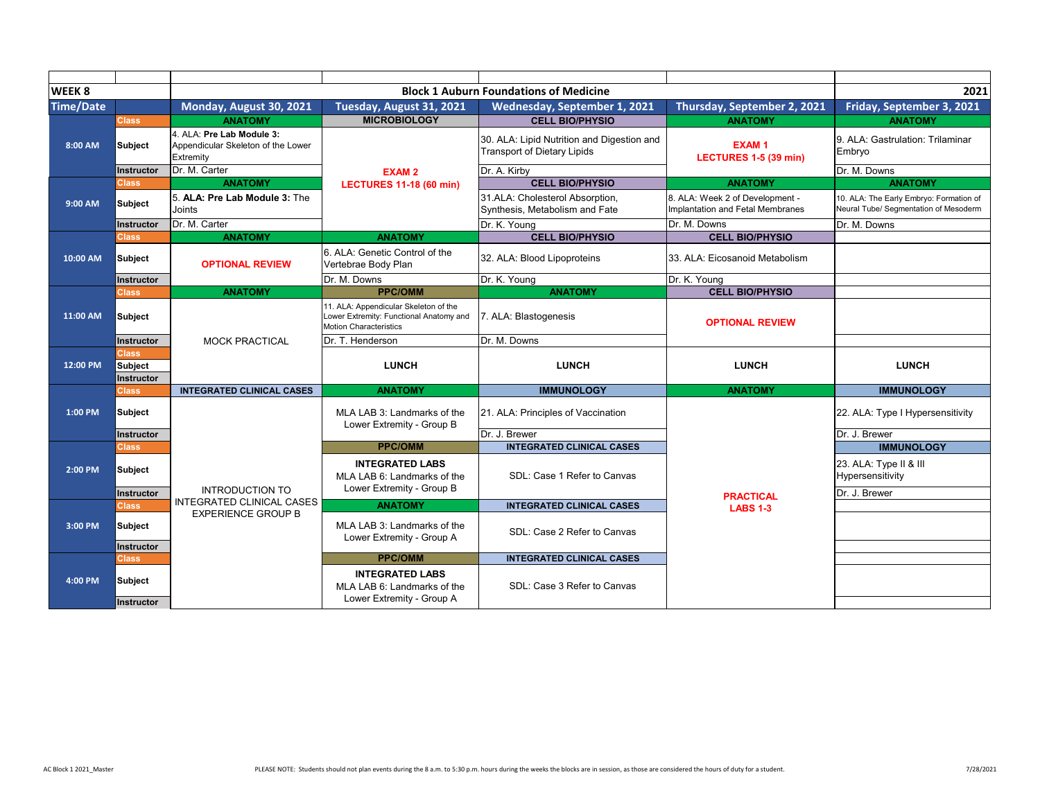| WEEK 8 | | Block 1 Auburn Foundations of Medicine | | | | 2021 |
|---|---|---|---|---|---|---|
| **Time/Date** | | **Monday, August 30, 2021** | **Tuesday, August 31, 2021** | **Wednesday, September 1, 2021** | **Thursday, September 2, 2021** | **Friday, September 3, 2021** |
| 8:00 AM | Class | ANATOMY | MICROBIOLOGY | CELL BIO/PHYSIO | ANATOMY | ANATOMY |
| | Subject | 4. ALA: **Pre Lab Module 3:** Appendicular Skeleton of the Lower Extremity | **EXAM 2 LECTURES 11-18 (60 min)** | 30. ALA: Lipid Nutrition and Digestion and Transport of Dietary Lipids | **EXAM 1 LECTURES 1-5 (39 min)** | 9. ALA: Gastrulation: Trilaminar Embryo |
| | Instructor | Dr. M. Carter | | Dr. A. Kirby | | Dr. M. Downs |
| 9:00 AM | Class | ANATOMY | | CELL BIO/PHYSIO | ANATOMY | ANATOMY |
| | Subject | 5. **ALA: Pre Lab Module 3:** The Joints | | 31.ALA: Cholesterol Absorption, Synthesis, Metabolism and Fate | 8. ALA: Week 2 of Development - Implantation and Fetal Membranes | 10. ALA: The Early Embryo: Formation of Neural Tube/ Segmentation of Mesoderm |
| | Instructor | Dr. M. Carter | | Dr. K. Young | Dr. M. Downs | Dr. M. Downs |
| 10:00 AM | Class | ANATOMY | ANATOMY | CELL BIO/PHYSIO | CELL BIO/PHYSIO | |
| | Subject | **OPTIONAL REVIEW** | 6. ALA: Genetic Control of the Vertebrae Body Plan | 32. ALA: Blood Lipoproteins | 33. ALA: Eicosanoid Metabolism | |
| | Instructor | | Dr. M. Downs | Dr. K. Young | Dr. K. Young | |
| 11:00 AM | Class | ANATOMY | PPC/OMM | ANATOMY | CELL BIO/PHYSIO | |
| | Subject | MOCK PRACTICAL | 11. ALA: Appendicular Skeleton of the Lower Extremity: Functional Anatomy and Motion Characteristics | 7. ALA: Blastogenesis | **OPTIONAL REVIEW** | |
| | Instructor | | Dr. T. Henderson | Dr. M. Downs | | |
| 12:00 PM | Class | | | | | |
| | Subject | | **LUNCH** | **LUNCH** | **LUNCH** | **LUNCH** |
| | Instructor | | | | | |
| 1:00 PM | Class | INTEGRATED CLINICAL CASES | ANATOMY | IMMUNOLOGY | ANATOMY | IMMUNOLOGY |
| | Subject | INTRODUCTION TO INTEGRATED CLINICAL CASES EXPERIENCE GROUP B | MLA LAB 3: Landmarks of the Lower Extremity - Group B | 21. ALA: Principles of Vaccination | **PRACTICAL LABS 1-3** | 22. ALA: Type I Hypersensitivity |
| | Instructor | | | Dr. J. Brewer | | Dr. J. Brewer |
| 2:00 PM | Class | | PPC/OMM | INTEGRATED CLINICAL CASES | | IMMUNOLOGY |
| | Subject | | **INTEGRATED LABS** MLA LAB 6: Landmarks of the Lower Extremity - Group B | SDL: Case 1 Refer to Canvas | | 23. ALA: Type II & III Hypersensitivity |
| | Instructor | | | | | Dr. J. Brewer |
| 3:00 PM | Class | | ANATOMY | INTEGRATED CLINICAL CASES | | |
| | Subject | | MLA LAB 3: Landmarks of the Lower Extremity - Group A | SDL: Case 2 Refer to Canvas | | |
| | Instructor | | | | | |
| 4:00 PM | Class | | PPC/OMM | INTEGRATED CLINICAL CASES | | |
| | Subject | | **INTEGRATED LABS** MLA LAB 6: Landmarks of the Lower Extremity - Group A | SDL: Case 3 Refer to Canvas | | |
| | Instructor | | | | | |

AC Block 1 2021_Master

PLEASE NOTE: Students should not plan events during the 8 a.m. to 5:30 p.m. hours during the weeks the blocks are in session, as those are considered the hours of duty for a student.

7/28/2021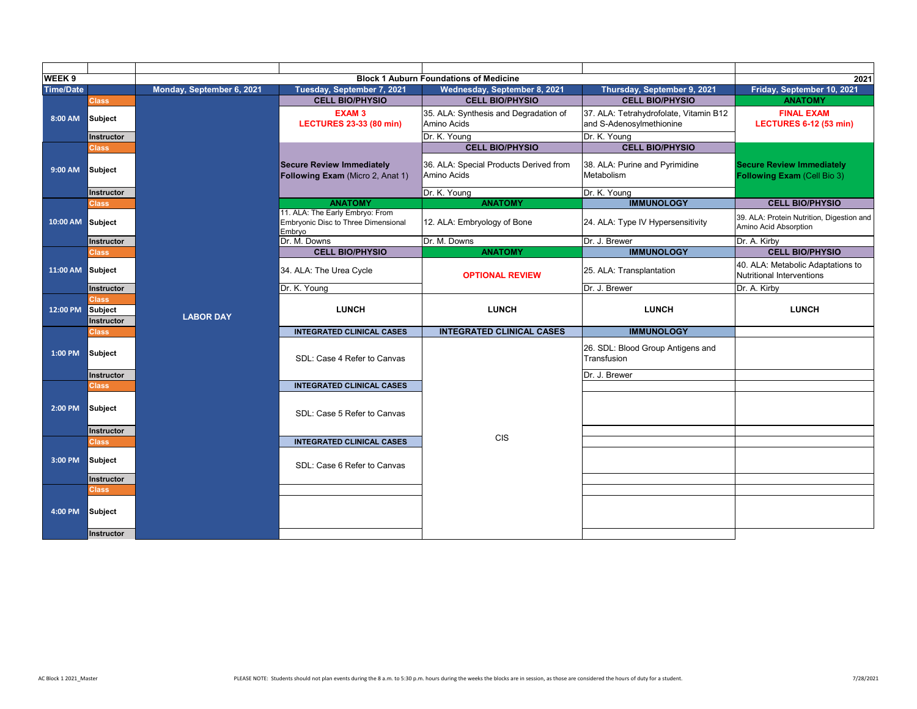| WEEK 9 | | Block 1 Auburn Foundations of Medicine | | | | 2021 |
|---|---|---|---|---|---|---|
| Time/Date | | Monday, September 6, 2021 | Tuesday, September 7, 2021 | Wednesday, September 8, 2021 | Thursday, September 9, 2021 | Friday, September 10, 2021 |
| 8:00 AM | Class | LABOR DAY | CELL BIO/PHYSIO | CELL BIO/PHYSIO | CELL BIO/PHYSIO | ANATOMY |
| | Subject | | **EXAM 3 LECTURES 23-33 (80 min)** | 35. ALA: Synthesis and Degradation of Amino Acids | 37. ALA: Tetrahydrofolate, Vitamin B12 and S-Adenosylmethionine | **FINAL EXAM LECTURES 6-12 (53 min)** |
| | Instructor | | | Dr. K. Young | Dr. K. Young | |
| 9:00 AM | Class | | | CELL BIO/PHYSIO | CELL BIO/PHYSIO | |
| | Subject | | **Secure Review Immediately Following Exam** (Micro 2, Anat 1) | 36. ALA: Special Products Derived from Amino Acids | 38. ALA: Purine and Pyrimidine Metabolism | **Secure Review Immediately Following Exam** (Cell Bio 3) |
| | Instructor | | | Dr. K. Young | Dr. K. Young | |
| 10:00 AM | Class | | ANATOMY | ANATOMY | IMMUNOLOGY | CELL BIO/PHYSIO |
| | Subject | | 11. ALA: The Early Embryo: From Embryonic Disc to Three Dimensional Embryo | 12. ALA: Embryology of Bone | 24. ALA: Type IV Hypersensitivity | 39. ALA: Protein Nutrition, Digestion and Amino Acid Absorption |
| | Instructor | | Dr. M. Downs | Dr. M. Downs | Dr. J. Brewer | Dr. A. Kirby |
| 11:00 AM | Class | | CELL BIO/PHYSIO | ANATOMY | IMMUNOLOGY | CELL BIO/PHYSIO |
| | Subject | | 34. ALA: The Urea Cycle | **OPTIONAL REVIEW** | 25. ALA: Transplantation | 40. ALA: Metabolic Adaptations to Nutritional Interventions |
| | Instructor | | Dr. K. Young | | Dr. J. Brewer | Dr. A. Kirby |
| 12:00 PM | Class | | | | | |
| | Subject | | LUNCH | LUNCH | LUNCH | LUNCH |
| | Instructor | | | | | |
| 1:00 PM | Class | | INTEGRATED CLINICAL CASES | INTEGRATED CLINICAL CASES | IMMUNOLOGY | |
| | Subject | | SDL: Case 4 Refer to Canvas | CIS | 26. SDL: Blood Group Antigens and Transfusion | |
| | Instructor | | | | Dr. J. Brewer | |
| 2:00 PM | Class | | INTEGRATED CLINICAL CASES | | | |
| | Subject | | SDL: Case 5 Refer to Canvas | | | |
| | Instructor | | | | | |
| 3:00 PM | Class | | INTEGRATED CLINICAL CASES | | | |
| | Subject | | SDL: Case 6 Refer to Canvas | | | |
| | Instructor | | | | | |
| 4:00 PM | Class | | | | | |
| | Subject | | | | | |
| | Instructor | | | | | |

AC Block 1 2021_Master

PLEASE NOTE: Students should not plan events during the 8 a.m. to 5:30 p.m. hours during the weeks the blocks are in session, as those are considered the hours of duty for a student.

7/28/2021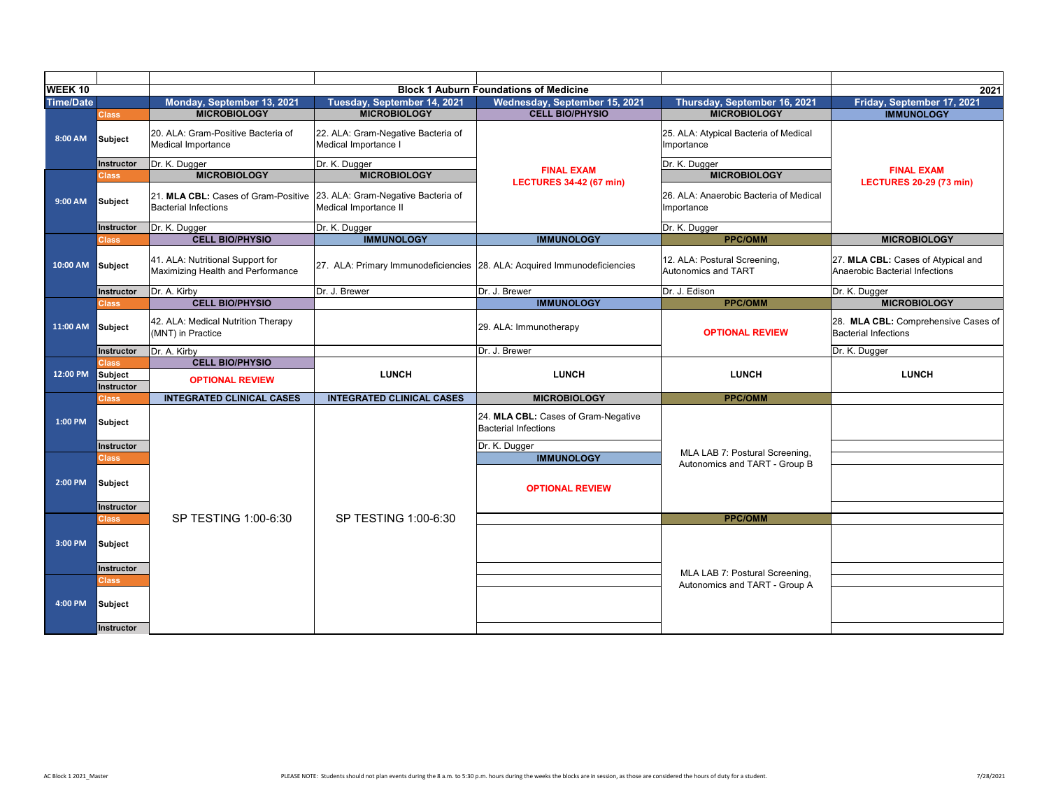| WEEK 10 | | Block 1 Auburn Foundations of Medicine | | | | 2021 |
|---|---|---|---|---|---|---|
| **Time/Date** | | **Monday, September 13, 2021** | **Tuesday, September 14, 2021** | **Wednesday, September 15, 2021** | **Thursday, September 16, 2021** | **Friday, September 17, 2021** |
| **8:00 AM** | Class | MICROBIOLOGY | MICROBIOLOGY | CELL BIO/PHYSIO | MICROBIOLOGY | IMMUNOLOGY |
| | Subject | 20. ALA: Gram-Positive Bacteria of Medical Importance | 22. ALA: Gram-Negative Bacteria of Medical Importance I | **FINAL EXAM LECTURES 34-42 (67 min)** | 25. ALA: Atypical Bacteria of Medical Importance | **FINAL EXAM LECTURES 20-29 (73 min)** |
| | Instructor | Dr. K. Dugger | Dr. K. Dugger | | Dr. K. Dugger | |
| **9:00 AM** | Class | MICROBIOLOGY | MICROBIOLOGY | | MICROBIOLOGY | |
| | Subject | 21. **MLA CBL:** Cases of Gram-Positive Bacterial Infections | 23. ALA: Gram-Negative Bacteria of Medical Importance II | | 26. ALA: Anaerobic Bacteria of Medical Importance | |
| | Instructor | Dr. K. Dugger | Dr. K. Dugger | | Dr. K. Dugger | |
| **10:00 AM** | Class | CELL BIO/PHYSIO | IMMUNOLOGY | IMMUNOLOGY | PPC/OMM | MICROBIOLOGY |
| | Subject | 41. ALA: Nutritional Support for Maximizing Health and Performance | 27. ALA: Primary Immunodeficiencies | 28. ALA: Acquired Immunodeficiencies | 12. ALA: Postural Screening, Autonomics and TART | 27. **MLA CBL:** Cases of Atypical and Anaerobic Bacterial Infections |
| | Instructor | Dr. A. Kirby | Dr. J. Brewer | Dr. J. Brewer | Dr. J. Edison | Dr. K. Dugger |
| **11:00 AM** | Class | CELL BIO/PHYSIO | | IMMUNOLOGY | PPC/OMM | MICROBIOLOGY |
| | Subject | 42. ALA: Medical Nutrition Therapy (MNT) in Practice | | 29. ALA: Immunotherapy | **OPTIONAL REVIEW** | 28. **MLA CBL:** Comprehensive Cases of Bacterial Infections |
| | Instructor | Dr. A. Kirby | | Dr. J. Brewer | | Dr. K. Dugger |
| **12:00 PM** | Class | CELL BIO/PHYSIO | LUNCH | LUNCH | LUNCH | LUNCH |
| | Subject | **OPTIONAL REVIEW** | | | | |
| | Instructor | | | | | |
| **1:00 PM** | Class | INTEGRATED CLINICAL CASES | INTEGRATED CLINICAL CASES | MICROBIOLOGY | PPC/OMM | |
| | Subject | SP TESTING 1:00-6:30 | SP TESTING 1:00-6:30 | 24. **MLA CBL:** Cases of Gram-Negative Bacterial Infections | MLA LAB 7: Postural Screening, Autonomics and TART - Group B | |
| | Instructor | | | Dr. K. Dugger | | |
| **2:00 PM** | Class | | | IMMUNOLOGY | | |
| | Subject | | | **OPTIONAL REVIEW** | | |
| | Instructor | | | | | |
| **3:00 PM** | Class | | | | PPC/OMM | |
| | Subject | | | | MLA LAB 7: Postural Screening, Autonomics and TART - Group A | |
| | Instructor | | | | | |
| **4:00 PM** | Class | | | | | |
| | Subject | | | | | |
| | Instructor | | | | | |

AC Block 1 2021_Master

PLEASE NOTE: Students should not plan events during the 8 a.m. to 5:30 p.m. hours during the weeks the blocks are in session, as those are considered the hours of duty for a student.

7/28/2021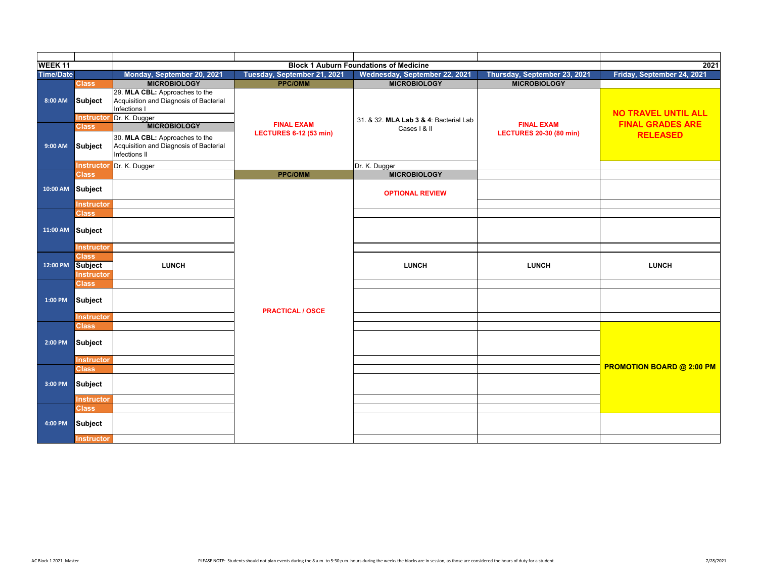| WEEK 11 | | Block 1 Auburn Foundations of Medicine | | | | 2021 |
|---|---|---|---|---|---|---|
| **Time/Date** | | **Monday, September 20, 2021** | **Tuesday, September 21, 2021** | **Wednesday, September 22, 2021** | **Thursday, September 23, 2021** | **Friday, September 24, 2021** |
| 8:00 AM | Class | MICROBIOLOGY | PPC/OMM | MICROBIOLOGY | MICROBIOLOGY | |
| | Subject | 29. **MLA CBL:** Approaches to the Acquisition and Diagnosis of Bacterial Infections I | FINAL EXAM LECTURES 6-12 (53 min) | 31. & 32. **MLA Lab 3 & 4**: Bacterial Lab Cases I & II | FINAL EXAM LECTURES 20-30 (80 min) | NO TRAVEL UNTIL ALL FINAL GRADES ARE RELEASED |
| | Instructor | Dr. K. Dugger | | | | |
| 9:00 AM | Class | MICROBIOLOGY | | | | |
| | Subject | 30. **MLA CBL:** Approaches to the Acquisition and Diagnosis of Bacterial Infections II | | | | |
| | Instructor | Dr. K. Dugger | | Dr. K. Dugger | | |
| 10:00 AM | Class | | PPC/OMM | MICROBIOLOGY | | |
| | Subject | | PRACTICAL / OSCE | OPTIONAL REVIEW | | |
| | Instructor | | | | | |
| 11:00 AM | Class | | | | | |
| | Subject | | | | | |
| | Instructor | | | | | |
| 12:00 PM | Class | | | | | |
| | Subject | LUNCH | | LUNCH | LUNCH | LUNCH |
| | Instructor | | | | | |
| 1:00 PM | Class | | | | | |
| | Subject | | | | | |
| | Instructor | | | | | |
| 2:00 PM | Class | | | | | PROMOTION BOARD @ 2:00 PM |
| | Subject | | | | | |
| | Instructor | | | | | |
| 3:00 PM | Class | | | | | |
| | Subject | | | | | |
| | Instructor | | | | | |
| 4:00 PM | Class | | | | | |
| | Subject | | | | | |
| | Instructor | | | | | |

AC Block 1 2021_Master

PLEASE NOTE: Students should not plan events during the 8 a.m. to 5:30 p.m. hours during the weeks the blocks are in session, as those are considered the hours of duty for a student.

7/28/2021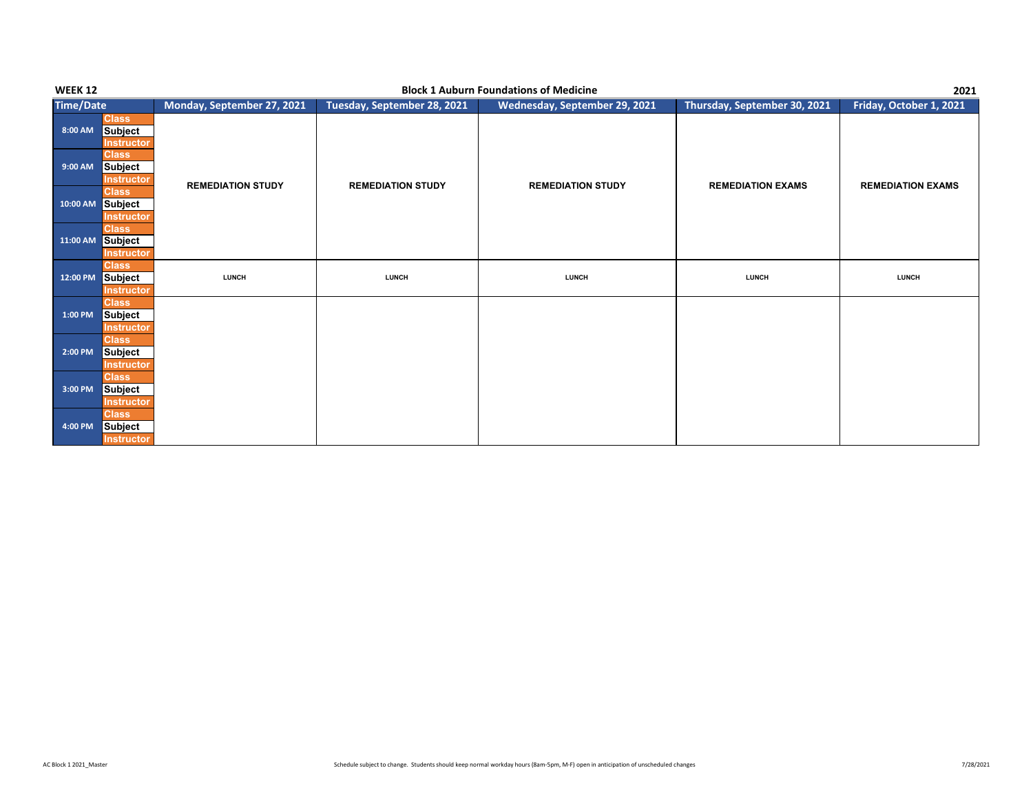**WEEK 12** | **Block 1 Auburn Foundations of Medicine** | **2021**

| Time/Date | | Monday, September 27, 2021 | Tuesday, September 28, 2021 | Wednesday, September 29, 2021 | Thursday, September 30, 2021 | Friday, October 1, 2021 |
|---|---|---|---|---|---|---|
| 8:00 AM | Class | | | | | |
| | Subject | | | | | |
| | Instructor | | | | | |
| 9:00 AM | Class | | | | | |
| | Subject | | | | | |
| | Instructor | REMEDIATION STUDY | REMEDIATION STUDY | REMEDIATION STUDY | REMEDIATION EXAMS | REMEDIATION EXAMS |
| 10:00 AM | Class | | | | | |
| | Subject | | | | | |
| | Instructor | | | | | |
| 11:00 AM | Class | | | | | |
| | Subject | | | | | |
| | Instructor | | | | | |
| 12:00 PM | Class | | | | | |
| | Subject | LUNCH | LUNCH | LUNCH | LUNCH | LUNCH |
| | Instructor | | | | | |
| 1:00 PM | Class | | | | | |
| | Subject | | | | | |
| | Instructor | | | | | |
| 2:00 PM | Class | | | | | |
| | Subject | | | | | |
| | Instructor | | | | | |
| 3:00 PM | Class | | | | | |
| | Subject | | | | | |
| | Instructor | | | | | |
| 4:00 PM | Class | | | | | |
| | Subject | | | | | |
| | Instructor | | | | | |

AC Block 1 2021_Master

Schedule subject to change. Students should keep normal workday hours (8am-5pm, M-F) open in anticipation of unscheduled changes

7/28/2021